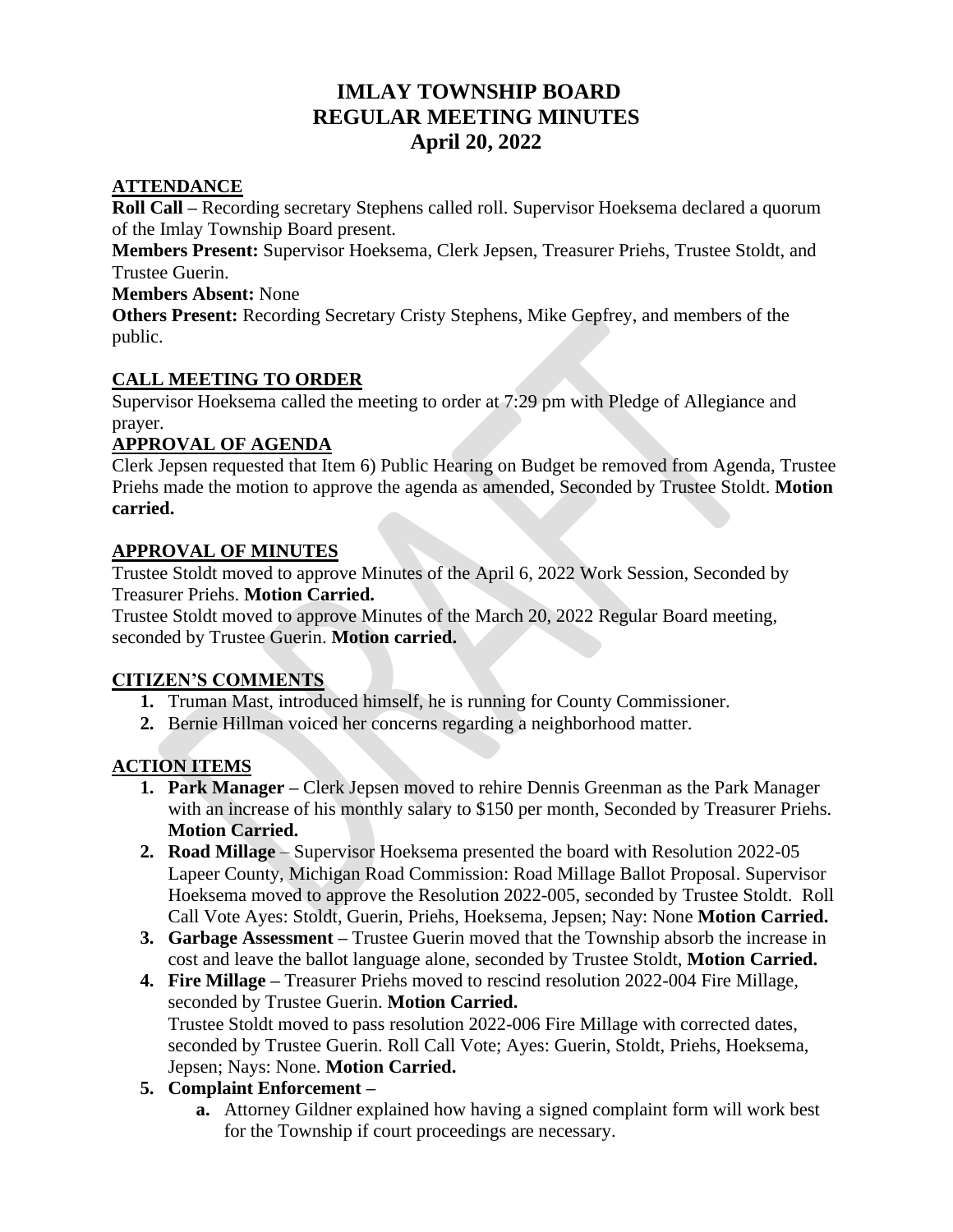# IMLAY TOWNSHIP BOARD
# REGULAR MEETING MINUTES
# April 20, 2022

## ATTENDANCE

**Roll Call –** Recording secretary Stephens called roll. Supervisor Hoeksema declared a quorum of the Imlay Township Board present.

**Members Present:** Supervisor Hoeksema, Clerk Jepsen, Treasurer Priehs, Trustee Stoldt, and Trustee Guerin.

**Members Absent:** None

**Others Present:** Recording Secretary Cristy Stephens, Mike Gepfrey, and members of the public.

## CALL MEETING TO ORDER

Supervisor Hoeksema called the meeting to order at 7:29 pm with Pledge of Allegiance and prayer.

## APPROVAL OF AGENDA

Clerk Jepsen requested that Item 6) Public Hearing on Budget be removed from Agenda, Trustee Priehs made the motion to approve the agenda as amended, Seconded by Trustee Stoldt. **Motion carried.**

## APPROVAL OF MINUTES

Trustee Stoldt moved to approve Minutes of the April 6, 2022 Work Session, Seconded by Treasurer Priehs. **Motion Carried.**

Trustee Stoldt moved to approve Minutes of the March 20, 2022 Regular Board meeting, seconded by Trustee Guerin. **Motion carried.**

## CITIZEN'S COMMENTS

1. Truman Mast, introduced himself, he is running for County Commissioner.
2. Bernie Hillman voiced her concerns regarding a neighborhood matter.

## ACTION ITEMS

1. **Park Manager –** Clerk Jepsen moved to rehire Dennis Greenman as the Park Manager with an increase of his monthly salary to $150 per month, Seconded by Treasurer Priehs. **Motion Carried.**
2. **Road Millage** – Supervisor Hoeksema presented the board with Resolution 2022-05 Lapeer County, Michigan Road Commission: Road Millage Ballot Proposal. Supervisor Hoeksema moved to approve the Resolution 2022-005, seconded by Trustee Stoldt. Roll Call Vote Ayes: Stoldt, Guerin, Priehs, Hoeksema, Jepsen; Nay: None **Motion Carried.**
3. **Garbage Assessment –** Trustee Guerin moved that the Township absorb the increase in cost and leave the ballot language alone, seconded by Trustee Stoldt, **Motion Carried.**
4. **Fire Millage –** Treasurer Priehs moved to rescind resolution 2022-004 Fire Millage, seconded by Trustee Guerin. **Motion Carried.**
   Trustee Stoldt moved to pass resolution 2022-006 Fire Millage with corrected dates, seconded by Trustee Guerin. Roll Call Vote; Ayes: Guerin, Stoldt, Priehs, Hoeksema, Jepsen; Nays: None. **Motion Carried.**
5. **Complaint Enforcement –**
   a. Attorney Gildner explained how having a signed complaint form will work best for the Township if court proceedings are necessary.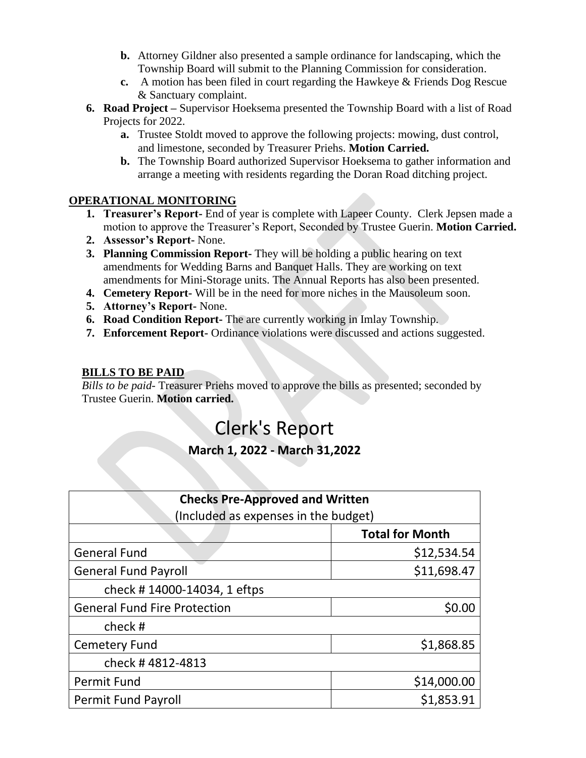b. Attorney Gildner also presented a sample ordinance for landscaping, which the Township Board will submit to the Planning Commission for consideration.
   c. A motion has been filed in court regarding the Hawkeye & Friends Dog Rescue & Sanctuary complaint.
6. **Road Project –** Supervisor Hoeksema presented the Township Board with a list of Road Projects for 2022.
   a. Trustee Stoldt moved to approve the following projects: mowing, dust control, and limestone, seconded by Treasurer Priehs. **Motion Carried.**
   b. The Township Board authorized Supervisor Hoeksema to gather information and arrange a meeting with residents regarding the Doran Road ditching project.

**OPERATIONAL MONITORING**

1. **Treasurer's Report-** End of year is complete with Lapeer County. Clerk Jepsen made a motion to approve the Treasurer's Report, Seconded by Trustee Guerin. **Motion Carried.**
2. **Assessor's Report-** None.
3. **Planning Commission Report-** They will be holding a public hearing on text amendments for Wedding Barns and Banquet Halls. They are working on text amendments for Mini-Storage units. The Annual Reports has also been presented.
4. **Cemetery Report-** Will be in the need for more niches in the Mausoleum soon.
5. **Attorney's Report-** None.
6. **Road Condition Report-** The are currently working in Imlay Township.
7. **Enforcement Report-** Ordinance violations were discussed and actions suggested.

**BILLS TO BE PAID**

*Bills to be paid*- Treasurer Priehs moved to approve the bills as presented; seconded by Trustee Guerin. **Motion carried.**

# Clerk's Report

## March 1, 2022 - March 31,2022

| **Checks Pre-Approved and Written**<br>(Included as expenses in the budget) | |
|---|---|
| | **Total for Month** |
| General Fund | $12,534.54 |
| General Fund Payroll | $11,698.47 |
| check # 14000-14034, 1 eftps | |
| General Fund Fire Protection | $0.00 |
| check # | |
| Cemetery Fund | $1,868.85 |
| check # 4812-4813 | |
| Permit Fund | $14,000.00 |
| Permit Fund Payroll | $1,853.91 |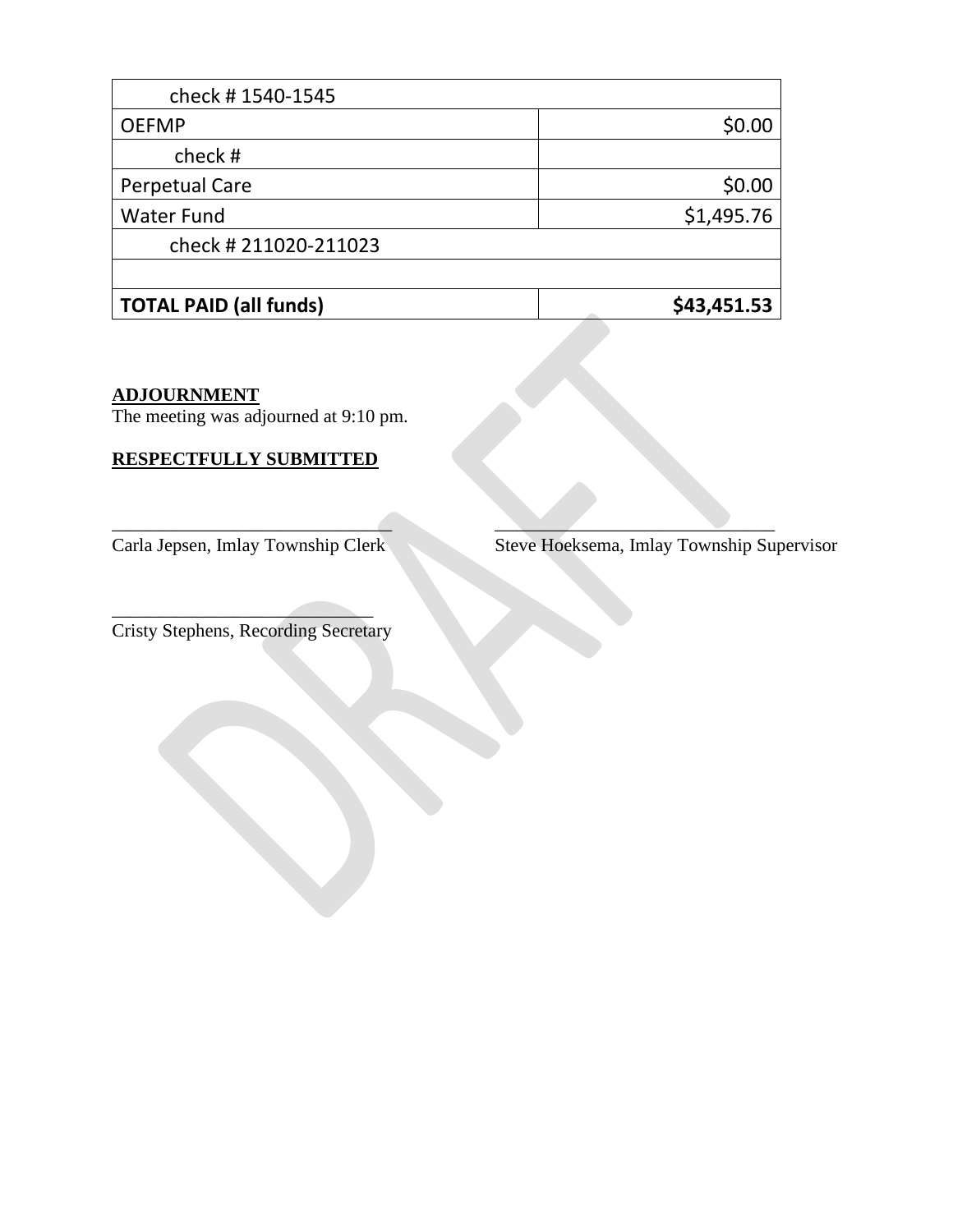| | |
|---|---|
| check # 1540-1545 | |
| OEFMP | $0.00 |
| check # | |
| Perpetual Care | $0.00 |
| Water Fund | $1,495.76 |
| check # 211020-211023 | |
| | |
| **TOTAL PAID (all funds)** | **$43,451.53** |

**ADJOURNMENT**

The meeting was adjourned at 9:10 pm.

**RESPECTFULLY SUBMITTED**

\_\_\_\_\_\_\_\_\_\_\_\_\_\_\_\_\_\_\_\_\_\_\_\_\_\_\_\_\_\_\_
Carla Jepsen, Imlay Township Clerk

\_\_\_\_\_\_\_\_\_\_\_\_\_\_\_\_\_\_\_\_\_\_\_\_\_\_\_\_\_\_\_
Steve Hoeksema, Imlay Township Supervisor

\_\_\_\_\_\_\_\_\_\_\_\_\_\_\_\_\_\_\_\_\_\_\_\_\_\_\_\_
Cristy Stephens, Recording Secretary

DRAFT